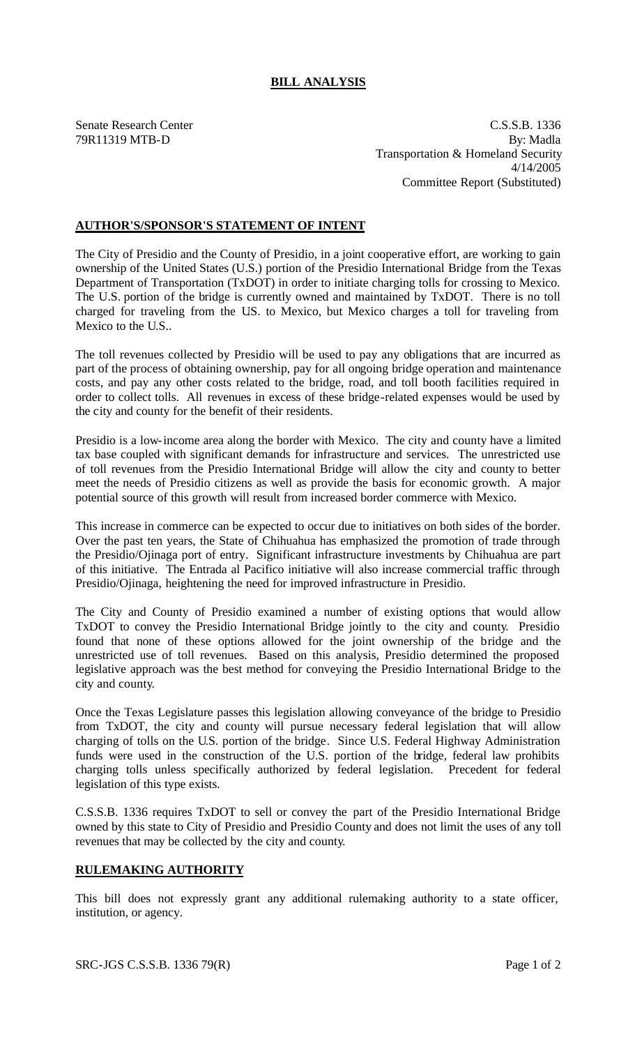**BILL ANALYSIS**

Senate Research Center
79R11319 MTB-D

C.S.S.B. 1336
By: Madla
Transportation & Homeland Security
4/14/2005
Committee Report (Substituted)

## AUTHOR'S/SPONSOR'S STATEMENT OF INTENT

The City of Presidio and the County of Presidio, in a joint cooperative effort, are working to gain ownership of the United States (U.S.) portion of the Presidio International Bridge from the Texas Department of Transportation (TxDOT) in order to initiate charging tolls for crossing to Mexico. The U.S. portion of the bridge is currently owned and maintained by TxDOT. There is no toll charged for traveling from the U.S. to Mexico, but Mexico charges a toll for traveling from Mexico to the U.S..

The toll revenues collected by Presidio will be used to pay any obligations that are incurred as part of the process of obtaining ownership, pay for all ongoing bridge operation and maintenance costs, and pay any other costs related to the bridge, road, and toll booth facilities required in order to collect tolls. All revenues in excess of these bridge-related expenses would be used by the city and county for the benefit of their residents.

Presidio is a low-income area along the border with Mexico. The city and county have a limited tax base coupled with significant demands for infrastructure and services. The unrestricted use of toll revenues from the Presidio International Bridge will allow the city and county to better meet the needs of Presidio citizens as well as provide the basis for economic growth. A major potential source of this growth will result from increased border commerce with Mexico.

This increase in commerce can be expected to occur due to initiatives on both sides of the border. Over the past ten years, the State of Chihuahua has emphasized the promotion of trade through the Presidio/Ojinaga port of entry. Significant infrastructure investments by Chihuahua are part of this initiative. The Entrada al Pacifico initiative will also increase commercial traffic through Presidio/Ojinaga, heightening the need for improved infrastructure in Presidio.

The City and County of Presidio examined a number of existing options that would allow TxDOT to convey the Presidio International Bridge jointly to the city and county. Presidio found that none of these options allowed for the joint ownership of the bridge and the unrestricted use of toll revenues. Based on this analysis, Presidio determined the proposed legislative approach was the best method for conveying the Presidio International Bridge to the city and county.

Once the Texas Legislature passes this legislation allowing conveyance of the bridge to Presidio from TxDOT, the city and county will pursue necessary federal legislation that will allow charging of tolls on the U.S. portion of the bridge. Since U.S. Federal Highway Administration funds were used in the construction of the U.S. portion of the bridge, federal law prohibits charging tolls unless specifically authorized by federal legislation. Precedent for federal legislation of this type exists.

C.S.S.B. 1336 requires TxDOT to sell or convey the part of the Presidio International Bridge owned by this state to City of Presidio and Presidio County and does not limit the uses of any toll revenues that may be collected by the city and county.

## RULEMAKING AUTHORITY

This bill does not expressly grant any additional rulemaking authority to a state officer, institution, or agency.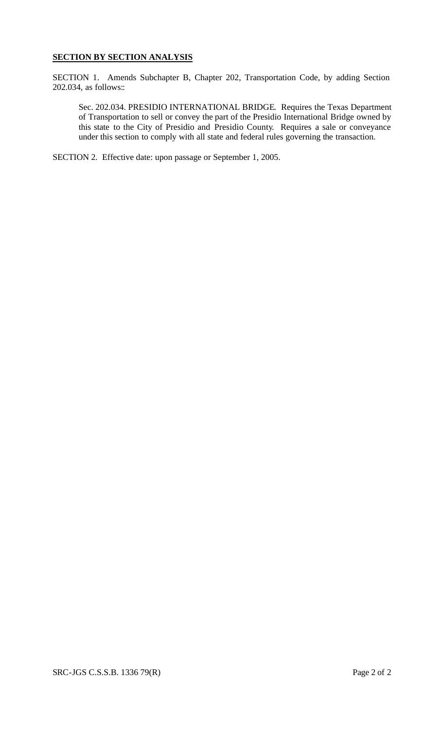**SECTION BY SECTION ANALYSIS**

SECTION 1. Amends Subchapter B, Chapter 202, Transportation Code, by adding Section 202.034, as follows::

> Sec. 202.034. PRESIDIO INTERNATIONAL BRIDGE. Requires the Texas Department of Transportation to sell or convey the part of the Presidio International Bridge owned by this state to the City of Presidio and Presidio County. Requires a sale or conveyance under this section to comply with all state and federal rules governing the transaction.

SECTION 2. Effective date: upon passage or September 1, 2005.

SRC-JGS C.S.S.B. 1336 79(R)